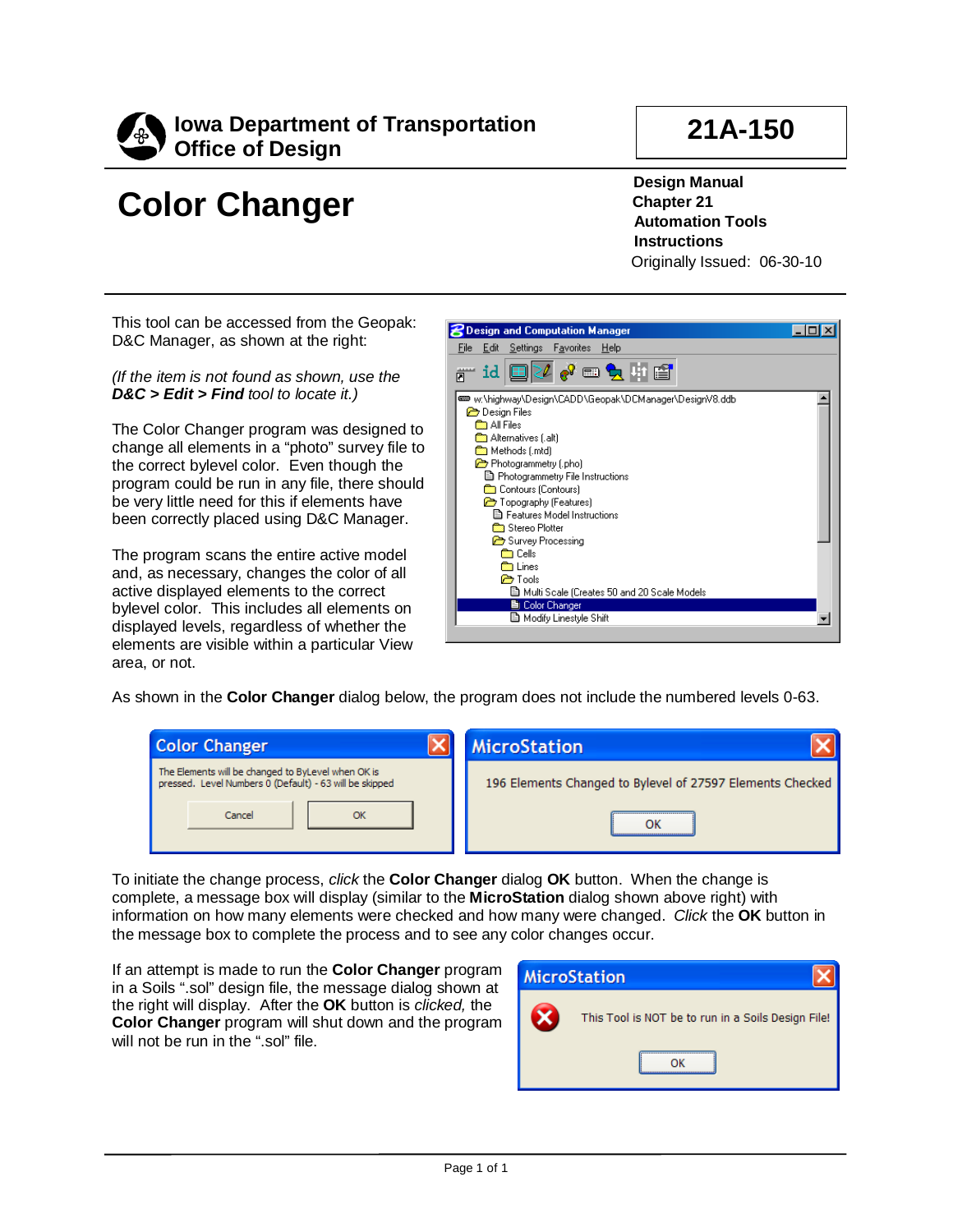**Iowa Department of Transportation**
**Office of Design**

**21A-150**

# Color Changer

**Design Manual**
**Chapter 21**
**Automation Tools**
**Instructions**
Originally Issued: 06-30-10

This tool can be accessed from the Geopak: D&C Manager, as shown at the right:

*(If the item is not found as shown, use the* ***D&C > Edit > Find*** *tool to locate it.)*

The Color Changer program was designed to change all elements in a "photo" survey file to the correct bylevel color. Even though the program could be run in any file, there should be very little need for this if elements have been correctly placed using D&C Manager.

The program scans the entire active model and, as necessary, changes the color of all active displayed elements to the correct bylevel color. This includes all elements on displayed levels, regardless of whether the elements are visible within a particular View area, or not.

As shown in the **Color Changer** dialog below, the program does not include the numbered levels 0-63.

To initiate the change process, *click* the **Color Changer** dialog **OK** button. When the change is complete, a message box will display (similar to the **MicroStation** dialog shown above right) with information on how many elements were checked and how many were changed. *Click* the **OK** button in the message box to complete the process and to see any color changes occur.

If an attempt is made to run the **Color Changer** program in a Soils ".sol" design file, the message dialog shown at the right will display. After the **OK** button is *clicked,* the **Color Changer** program will shut down and the program will not be run in the ".sol" file.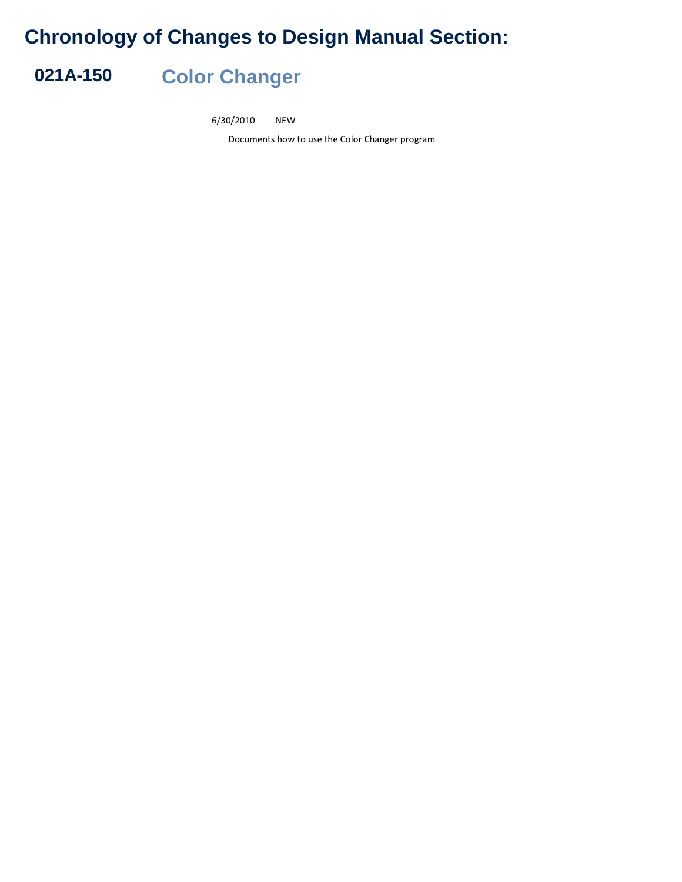# Chronology of Changes to Design Manual Section:

## 021A-150 Color Changer

6/30/2010 NEW

Documents how to use the Color Changer program